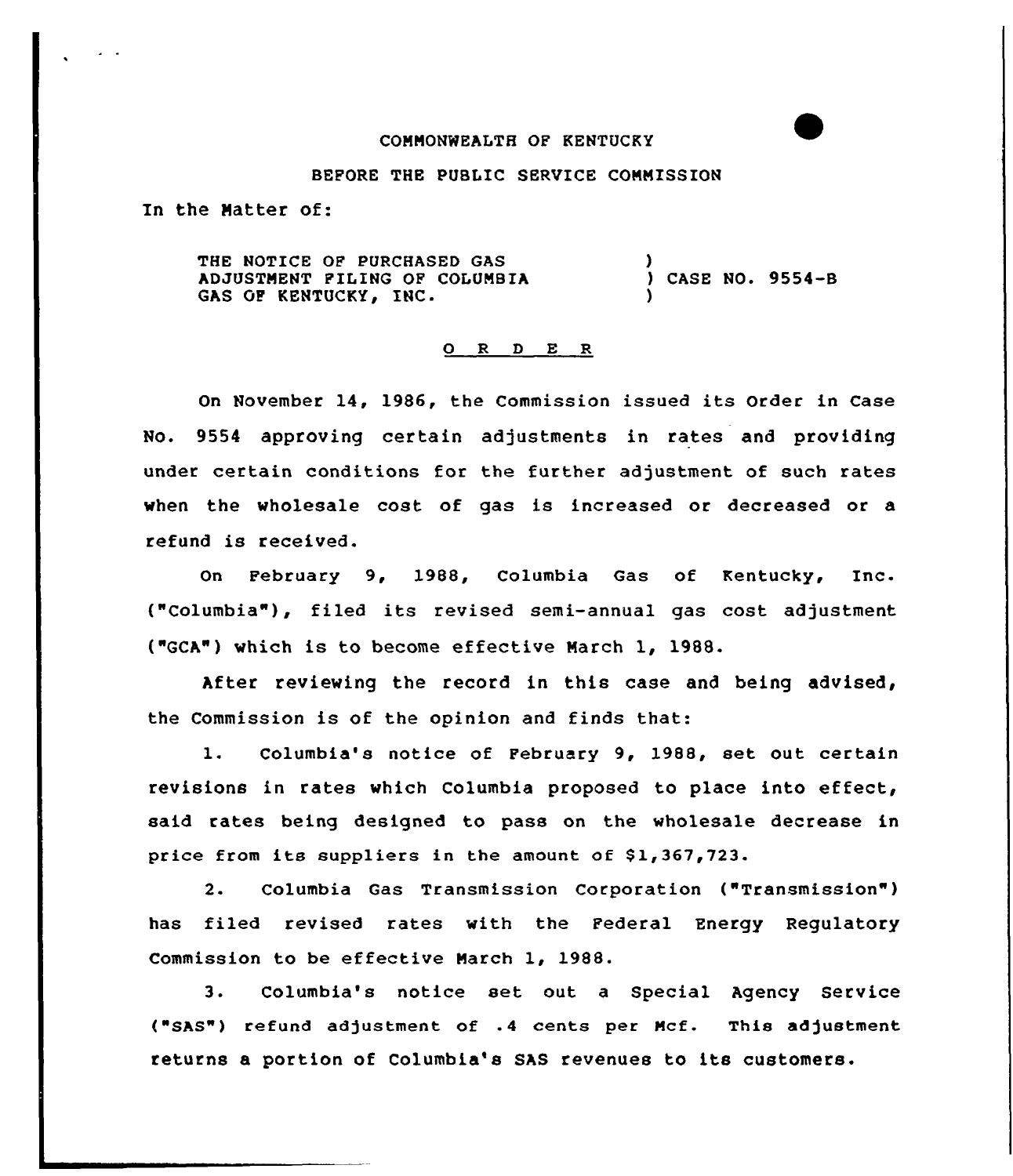COMMONWEALTH OF KENTUCKY

BEFORE THE PUBLIC SERVICE COMMISSION

In the Matter of:

THE NOTICE OF PURCHASED GAS ADJUSTMENT FILING OF COLUMBIA GAS OF KENTUCKY, INC. ) CASE NO. 9554-B

## O R D E R

On November 14, 1986, the Commission issued its Order in Case No. 9554 approving certain adjustments in rates and providing under certain conditions for the further adjustment of such rates when the wholesale cost of gas is increased or decreased or a refund is received.

On February 9, 1988, Columbia Gas of Kentucky, Inc. ("Columbia"), filed its revised semi-annual gas cost adjustment ("GCA") which is to become effective March 1, 1988.

After reviewing the record in this case and being advised, the Commission is of the opinion and finds that:

1. Columbia's notice of February 9, 1988, set out certain revisions in rates which Columbia proposed to place into effect, said rates being designed to pass on the wholesale decrease in price from its suppliers in the amount of $1,367,723.

2. Columbia Gas Transmission Corporation ("Transmission") has filed revised rates with the Federal Energy Regulatory Commission to be effective March 1, 1988.

3. Columbia's notice set out a Special Agency Service ("SAS") refund adjustment of .4 cents per Mcf. This adjustment returns a portion of Columbia's SAS revenues to its customers.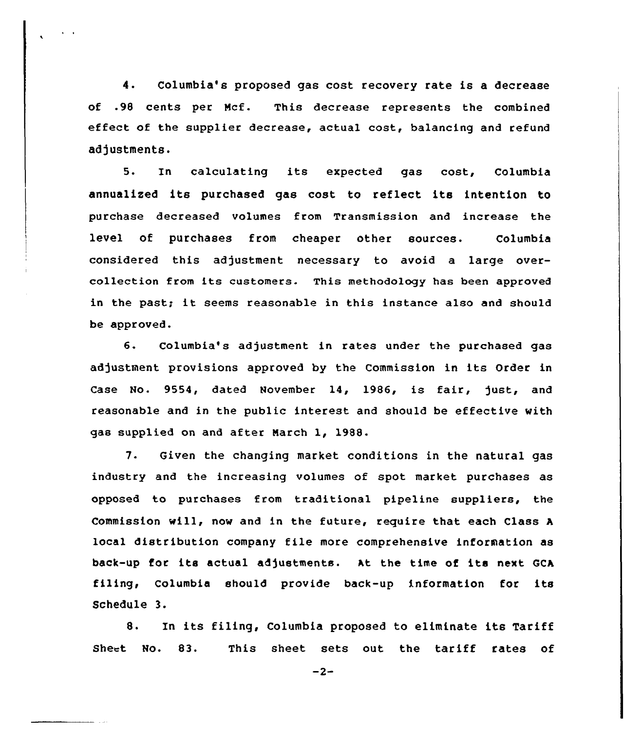4. Columbia's proposed gas cost recovery rate is a decrease of .98 cents per Mcf. This decrease represents the combined effect of the supplier decrease, actual cost, balancing and refund adjustments.

5. In calculating its expected gas cost, Columbia annualized its purchased gas cost to reflect its intention to purchase decreased volumes from Transmission and increase the level of purchases from cheaper other sources. Columbia considered this adjustment necessary to avoid a large over-collection from its customers. This methodology has been approved in the past; it seems reasonable in this instance also and should be approved.

6. Columbia's adjustment in rates under the purchased gas adjustment provisions approved by the Commission in its Order in Case No. 9554, dated November 14, 1986, is fair, just, and reasonable and in the public interest and should be effective with gas supplied on and after March 1, 1988.

7. Given the changing market conditions in the natural gas industry and the increasing volumes of spot market purchases as opposed to purchases from traditional pipeline suppliers, the Commission will, now and in the future, require that each Class A local distribution company file more comprehensive information as back-up for its actual adjustments. At the time of its next GCA filing, Columbia should provide back-up information for its Schedule 3.

8. In its filing, Columbia proposed to eliminate its Tariff Sheet No. 83. This sheet sets out the tariff rates of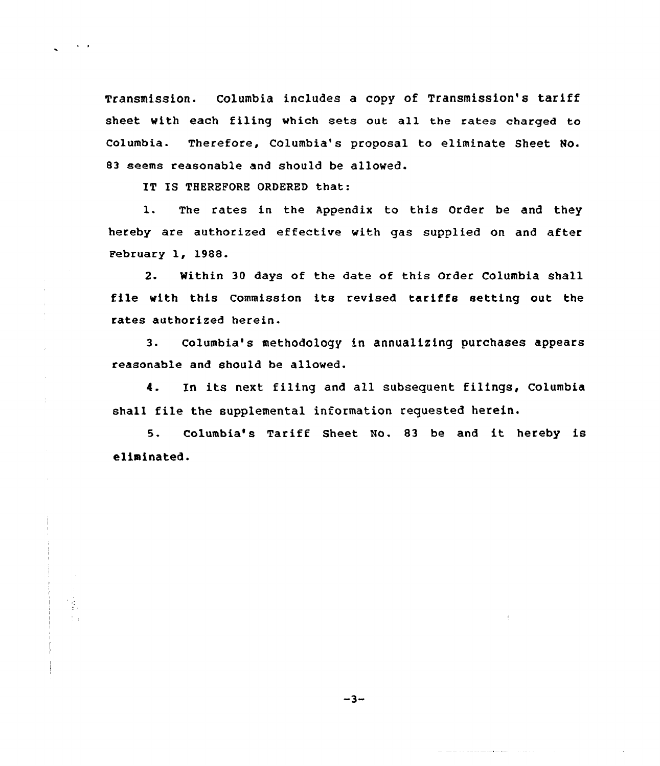Transmission. Columbia includes a copy of Transmission's tariff sheet with each filing which sets out all the rates charged to Columbia. Therefore, Columbia's proposal to eliminate Sheet No. 83 seems reasonable and should be allowed.

IT IS THEREFORE ORDERED that:

1. The rates in the Appendix to this Order be and they hereby are authorized effective with gas supplied on and after February 1, 1988.

2. Within 30 days of the date of this Order Columbia shall file with this Commission its revised tariffs setting out the rates authorized herein.

3. Columbia's methodology in annualizing purchases appears reasonable and should be allowed.

4. In its next filing and all subsequent filings, Columbia shall file the supplemental information requested herein.

5. Columbia's Tariff Sheet No. 83 be and it hereby is eliminated.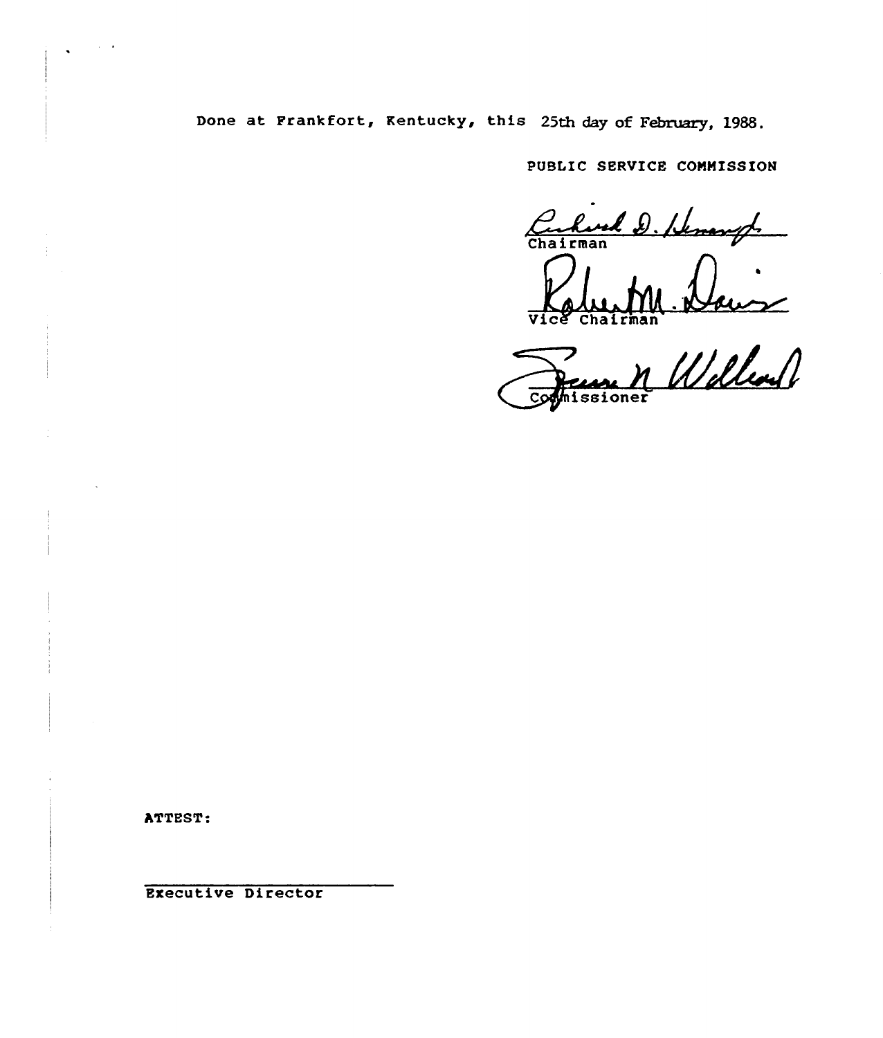Done at Frankfort, Kentucky, this 25th day of February, 1988.

PUBLIC SERVICE COMMISSION

Chairman

Vice Chairman

Commissioner

ATTEST:

Executive Director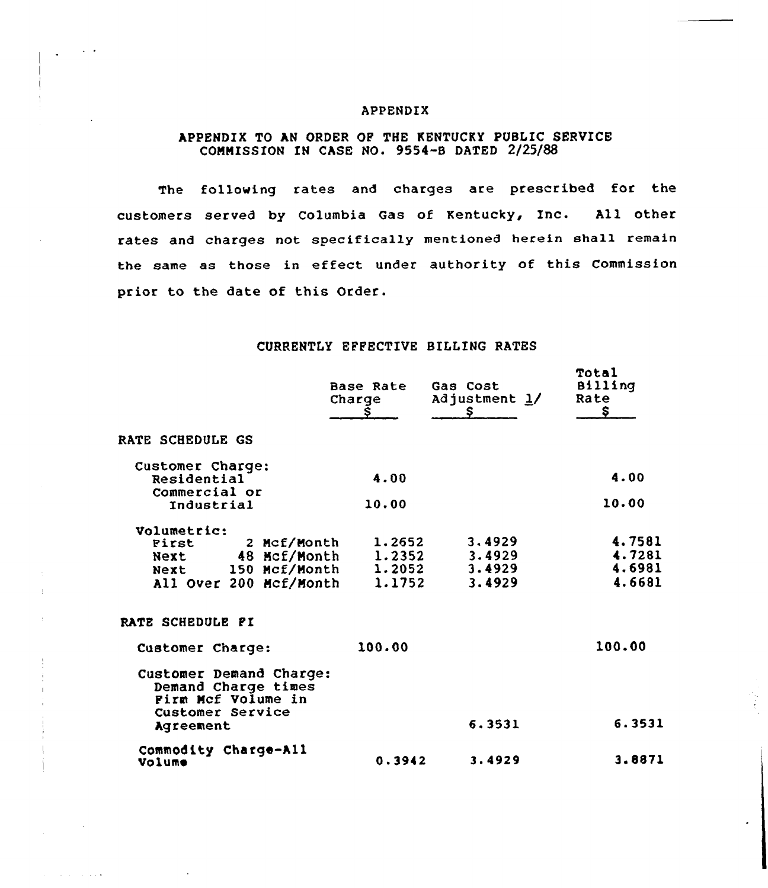# APPENDIX

## APPENDIX TO AN ORDER OF THE KENTUCKY PUBLIC SERVICE COMMISSION IN CASE NO. 9554-B DATED 2/25/88

The following rates and charges are prescribed for the customers served by Columbia Gas of Kentucky, Inc. All other rates and charges not specifically mentioned herein shall remain the same as those in effect under authority of this Commission prior to the date of this Order.

### CURRENTLY EFFECTIVE BILLING RATES

| | Base Rate Charge $ | Gas Cost Adjustment 1/ $ | Total Billing Rate $ |
|---|---|---|---|
| **RATE SCHEDULE GS** | | | |
| Customer Charge: | | | |
| Residential | 4.00 | | 4.00 |
| Commercial or Industrial | 10.00 | | 10.00 |
| Volumetric: | | | |
| First 2 Mcf/Month | 1.2652 | 3.4929 | 4.7581 |
| Next 48 Mcf/Month | 1.2352 | 3.4929 | 4.7281 |
| Next 150 Mcf/Month | 1.2052 | 3.4929 | 4.6981 |
| All Over 200 Mcf/Month | 1.1752 | 3.4929 | 4.6681 |
| **RATE SCHEDULE FI** | | | |
| Customer Charge: | 100.00 | | 100.00 |
| Customer Demand Charge: Demand Charge times Firm Mcf Volume in Customer Service Agreement | | 6.3531 | 6.3531 |
| Commodity Charge-All Volume | 0.3942 | 3.4929 | 3.8871 |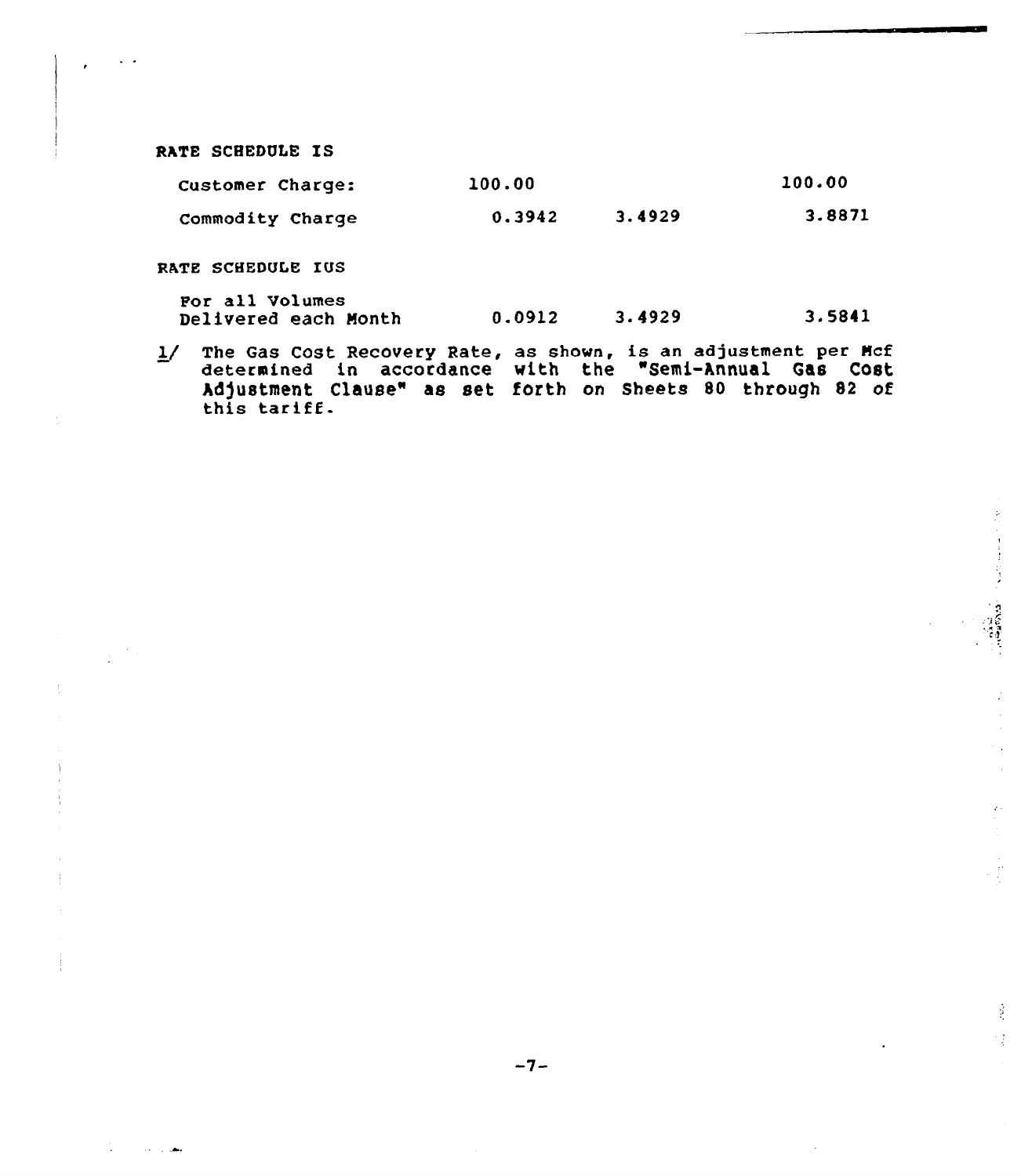RATE SCHEDULE IS

| | | | |
|---|---|---|---|
| Customer Charge: | 100.00 | | 100.00 |
| Commodity Charge | 0.3942 | 3.4929 | 3.8871 |

RATE SCHEDULE IUS

| | | | |
|---|---|---|---|
| For all Volumes Delivered each Month | 0.0912 | 3.4929 | 3.5841 |

1/ The Gas Cost Recovery Rate, as shown, is an adjustment per Mcf determined in accordance with the "Semi-Annual Gas Cost Adjustment Clause" as set forth on Sheets 80 through 82 of this tariff.